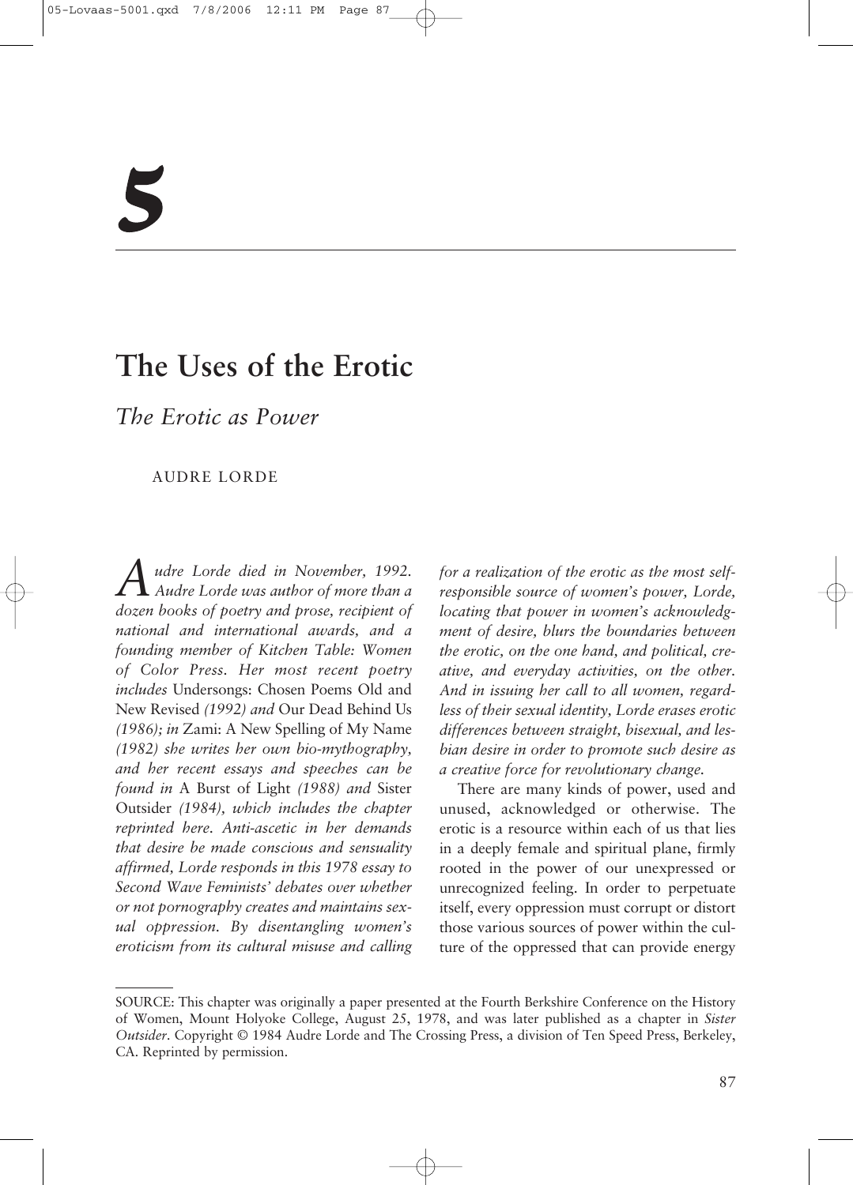# 5

# The Uses of the Erotic

## *The Erotic as Power*

AUDRE LORDE

*Audre Lorde died in November, 1992. Audre Lorde was author of more than a dozen books of poetry and prose, recipient of national and international awards, and a founding member of Kitchen Table: Women of Color Press. Her most recent poetry includes* Undersongs: Chosen Poems Old and New Revised *(1992) and* Our Dead Behind Us *(1986); in* Zami: A New Spelling of My Name *(1982) she writes her own bio-mythography, and her recent essays and speeches can be found in* A Burst of Light *(1988) and* Sister Outsider *(1984), which includes the chapter reprinted here. Anti-ascetic in her demands that desire be made conscious and sensuality affirmed, Lorde responds in this 1978 essay to Second Wave Feminists' debates over whether or not pornography creates and maintains sexual oppression. By disentangling women's eroticism from its cultural misuse and calling for a realization of the erotic as the most self-responsible source of women's power, Lorde, locating that power in women's acknowledgment of desire, blurs the boundaries between the erotic, on the one hand, and political, creative, and everyday activities, on the other. And in issuing her call to all women, regardless of their sexual identity, Lorde erases erotic differences between straight, bisexual, and lesbian desire in order to promote such desire as a creative force for revolutionary change.*

There are many kinds of power, used and unused, acknowledged or otherwise. The erotic is a resource within each of us that lies in a deeply female and spiritual plane, firmly rooted in the power of our unexpressed or unrecognized feeling. In order to perpetuate itself, every oppression must corrupt or distort those various sources of power within the culture of the oppressed that can provide energy

SOURCE: This chapter was originally a paper presented at the Fourth Berkshire Conference on the History of Women, Mount Holyoke College, August 25, 1978, and was later published as a chapter in *Sister Outsider*. Copyright © 1984 Audre Lorde and The Crossing Press, a division of Ten Speed Press, Berkeley, CA. Reprinted by permission.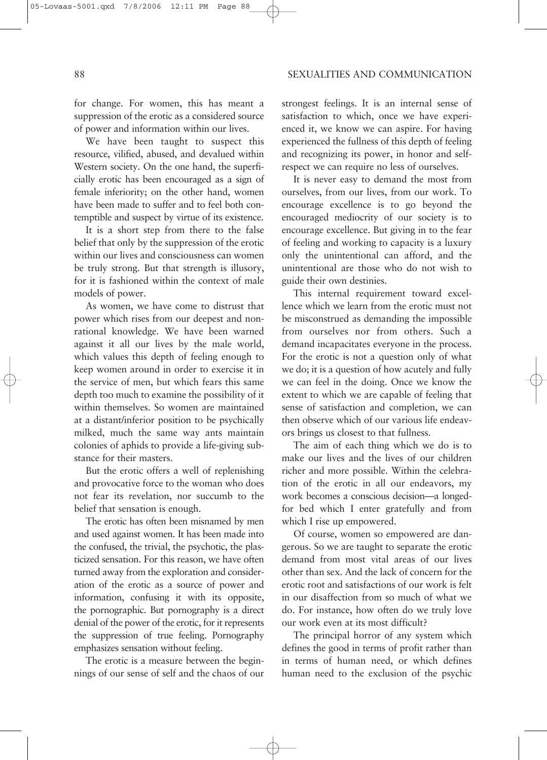for change. For women, this has meant a suppression of the erotic as a considered source of power and information within our lives.

We have been taught to suspect this resource, vilified, abused, and devalued within Western society. On the one hand, the superficially erotic has been encouraged as a sign of female inferiority; on the other hand, women have been made to suffer and to feel both contemptible and suspect by virtue of its existence.

It is a short step from there to the false belief that only by the suppression of the erotic within our lives and consciousness can women be truly strong. But that strength is illusory, for it is fashioned within the context of male models of power.

As women, we have come to distrust that power which rises from our deepest and nonrational knowledge. We have been warned against it all our lives by the male world, which values this depth of feeling enough to keep women around in order to exercise it in the service of men, but which fears this same depth too much to examine the possibility of it within themselves. So women are maintained at a distant/inferior position to be psychically milked, much the same way ants maintain colonies of aphids to provide a life-giving substance for their masters.

But the erotic offers a well of replenishing and provocative force to the woman who does not fear its revelation, nor succumb to the belief that sensation is enough.

The erotic has often been misnamed by men and used against women. It has been made into the confused, the trivial, the psychotic, the plasticized sensation. For this reason, we have often turned away from the exploration and consideration of the erotic as a source of power and information, confusing it with its opposite, the pornographic. But pornography is a direct denial of the power of the erotic, for it represents the suppression of true feeling. Pornography emphasizes sensation without feeling.

The erotic is a measure between the beginnings of our sense of self and the chaos of our strongest feelings. It is an internal sense of satisfaction to which, once we have experienced it, we know we can aspire. For having experienced the fullness of this depth of feeling and recognizing its power, in honor and self-respect we can require no less of ourselves.

It is never easy to demand the most from ourselves, from our lives, from our work. To encourage excellence is to go beyond the encouraged mediocrity of our society is to encourage excellence. But giving in to the fear of feeling and working to capacity is a luxury only the unintentional can afford, and the unintentional are those who do not wish to guide their own destinies.

This internal requirement toward excellence which we learn from the erotic must not be misconstrued as demanding the impossible from ourselves nor from others. Such a demand incapacitates everyone in the process. For the erotic is not a question only of what we do; it is a question of how acutely and fully we can feel in the doing. Once we know the extent to which we are capable of feeling that sense of satisfaction and completion, we can then observe which of our various life endeavors brings us closest to that fullness.

The aim of each thing which we do is to make our lives and the lives of our children richer and more possible. Within the celebration of the erotic in all our endeavors, my work becomes a conscious decision—a longed-for bed which I enter gratefully and from which I rise up empowered.

Of course, women so empowered are dangerous. So we are taught to separate the erotic demand from most vital areas of our lives other than sex. And the lack of concern for the erotic root and satisfactions of our work is felt in our disaffection from so much of what we do. For instance, how often do we truly love our work even at its most difficult?

The principal horror of any system which defines the good in terms of profit rather than in terms of human need, or which defines human need to the exclusion of the psychic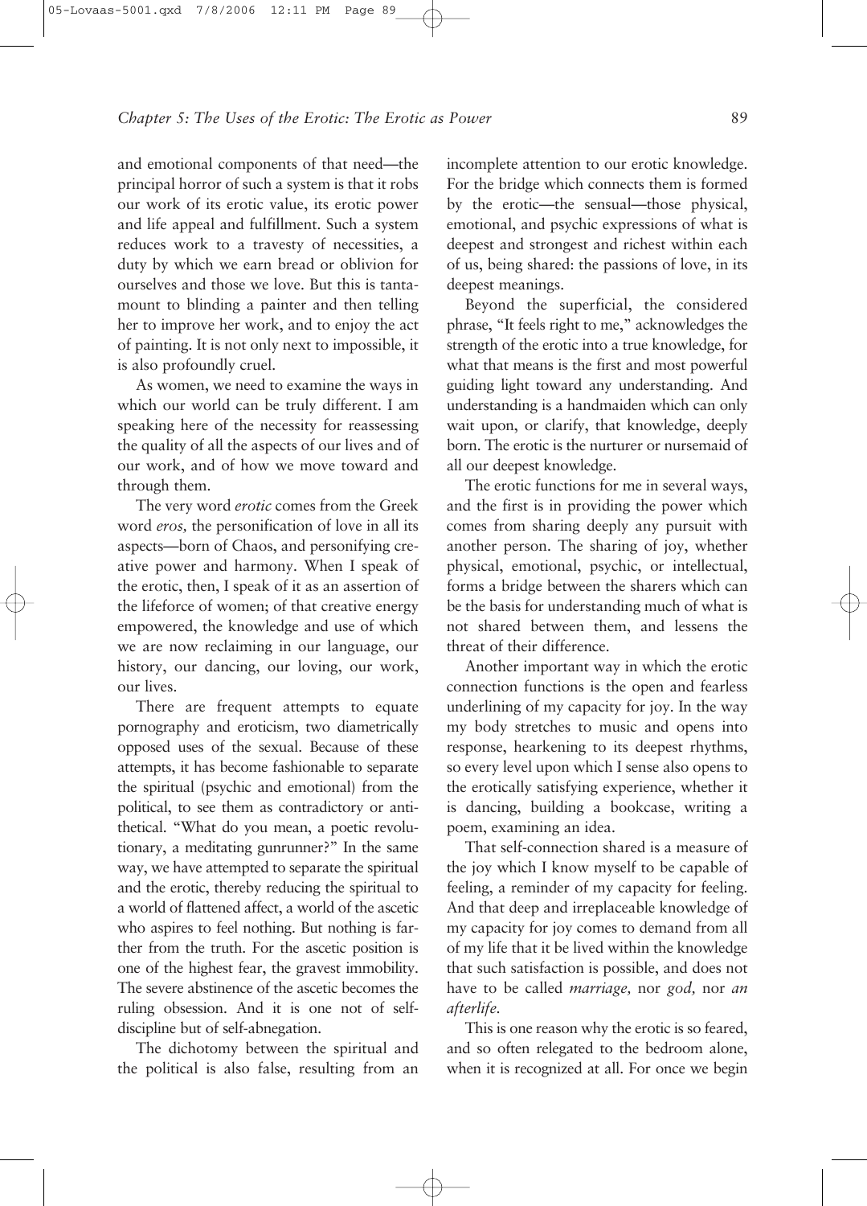and emotional components of that need—the principal horror of such a system is that it robs our work of its erotic value, its erotic power and life appeal and fulfillment. Such a system reduces work to a travesty of necessities, a duty by which we earn bread or oblivion for ourselves and those we love. But this is tantamount to blinding a painter and then telling her to improve her work, and to enjoy the act of painting. It is not only next to impossible, it is also profoundly cruel.

As women, we need to examine the ways in which our world can be truly different. I am speaking here of the necessity for reassessing the quality of all the aspects of our lives and of our work, and of how we move toward and through them.

The very word *erotic* comes from the Greek word *eros,* the personification of love in all its aspects—born of Chaos, and personifying creative power and harmony. When I speak of the erotic, then, I speak of it as an assertion of the lifeforce of women; of that creative energy empowered, the knowledge and use of which we are now reclaiming in our language, our history, our dancing, our loving, our work, our lives.

There are frequent attempts to equate pornography and eroticism, two diametrically opposed uses of the sexual. Because of these attempts, it has become fashionable to separate the spiritual (psychic and emotional) from the political, to see them as contradictory or antithetical. "What do you mean, a poetic revolutionary, a meditating gunrunner?" In the same way, we have attempted to separate the spiritual and the erotic, thereby reducing the spiritual to a world of flattened affect, a world of the ascetic who aspires to feel nothing. But nothing is farther from the truth. For the ascetic position is one of the highest fear, the gravest immobility. The severe abstinence of the ascetic becomes the ruling obsession. And it is one not of self-discipline but of self-abnegation.

The dichotomy between the spiritual and the political is also false, resulting from an incomplete attention to our erotic knowledge. For the bridge which connects them is formed by the erotic—the sensual—those physical, emotional, and psychic expressions of what is deepest and strongest and richest within each of us, being shared: the passions of love, in its deepest meanings.

Beyond the superficial, the considered phrase, "It feels right to me," acknowledges the strength of the erotic into a true knowledge, for what that means is the first and most powerful guiding light toward any understanding. And understanding is a handmaiden which can only wait upon, or clarify, that knowledge, deeply born. The erotic is the nurturer or nursemaid of all our deepest knowledge.

The erotic functions for me in several ways, and the first is in providing the power which comes from sharing deeply any pursuit with another person. The sharing of joy, whether physical, emotional, psychic, or intellectual, forms a bridge between the sharers which can be the basis for understanding much of what is not shared between them, and lessens the threat of their difference.

Another important way in which the erotic connection functions is the open and fearless underlining of my capacity for joy. In the way my body stretches to music and opens into response, hearkening to its deepest rhythms, so every level upon which I sense also opens to the erotically satisfying experience, whether it is dancing, building a bookcase, writing a poem, examining an idea.

That self-connection shared is a measure of the joy which I know myself to be capable of feeling, a reminder of my capacity for feeling. And that deep and irreplaceable knowledge of my capacity for joy comes to demand from all of my life that it be lived within the knowledge that such satisfaction is possible, and does not have to be called *marriage,* nor *god,* nor *an afterlife.*

This is one reason why the erotic is so feared, and so often relegated to the bedroom alone, when it is recognized at all. For once we begin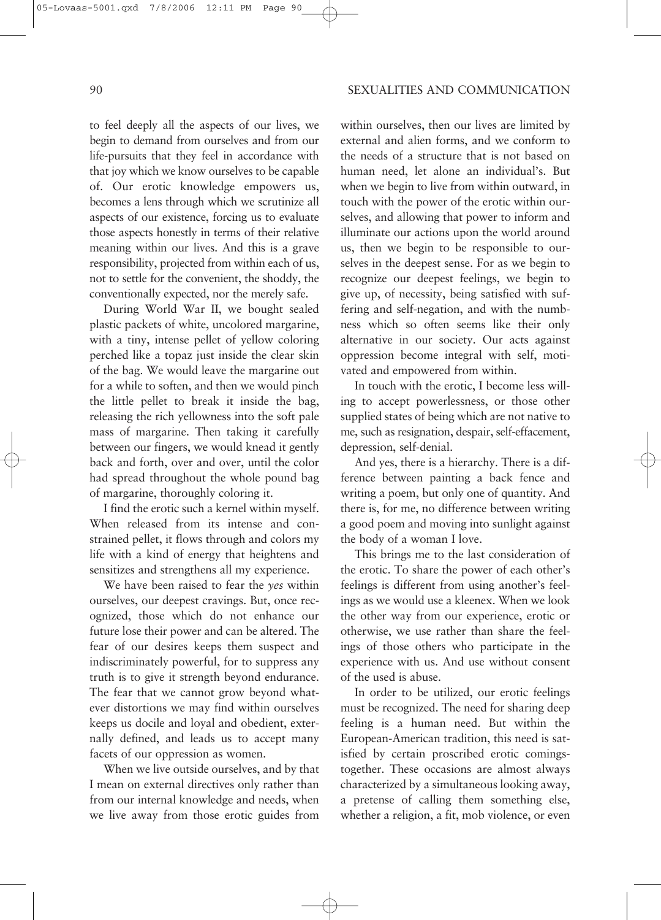to feel deeply all the aspects of our lives, we begin to demand from ourselves and from our life-pursuits that they feel in accordance with that joy which we know ourselves to be capable of. Our erotic knowledge empowers us, becomes a lens through which we scrutinize all aspects of our existence, forcing us to evaluate those aspects honestly in terms of their relative meaning within our lives. And this is a grave responsibility, projected from within each of us, not to settle for the convenient, the shoddy, the conventionally expected, nor the merely safe.

During World War II, we bought sealed plastic packets of white, uncolored margarine, with a tiny, intense pellet of yellow coloring perched like a topaz just inside the clear skin of the bag. We would leave the margarine out for a while to soften, and then we would pinch the little pellet to break it inside the bag, releasing the rich yellowness into the soft pale mass of margarine. Then taking it carefully between our fingers, we would knead it gently back and forth, over and over, until the color had spread throughout the whole pound bag of margarine, thoroughly coloring it.

I find the erotic such a kernel within myself. When released from its intense and constrained pellet, it flows through and colors my life with a kind of energy that heightens and sensitizes and strengthens all my experience.

We have been raised to fear the *yes* within ourselves, our deepest cravings. But, once recognized, those which do not enhance our future lose their power and can be altered. The fear of our desires keeps them suspect and indiscriminately powerful, for to suppress any truth is to give it strength beyond endurance. The fear that we cannot grow beyond whatever distortions we may find within ourselves keeps us docile and loyal and obedient, externally defined, and leads us to accept many facets of our oppression as women.

When we live outside ourselves, and by that I mean on external directives only rather than from our internal knowledge and needs, when we live away from those erotic guides from within ourselves, then our lives are limited by external and alien forms, and we conform to the needs of a structure that is not based on human need, let alone an individual's. But when we begin to live from within outward, in touch with the power of the erotic within ourselves, and allowing that power to inform and illuminate our actions upon the world around us, then we begin to be responsible to ourselves in the deepest sense. For as we begin to recognize our deepest feelings, we begin to give up, of necessity, being satisfied with suffering and self-negation, and with the numbness which so often seems like their only alternative in our society. Our acts against oppression become integral with self, motivated and empowered from within.

In touch with the erotic, I become less willing to accept powerlessness, or those other supplied states of being which are not native to me, such as resignation, despair, self-effacement, depression, self-denial.

And yes, there is a hierarchy. There is a difference between painting a back fence and writing a poem, but only one of quantity. And there is, for me, no difference between writing a good poem and moving into sunlight against the body of a woman I love.

This brings me to the last consideration of the erotic. To share the power of each other's feelings is different from using another's feelings as we would use a kleenex. When we look the other way from our experience, erotic or otherwise, we use rather than share the feelings of those others who participate in the experience with us. And use without consent of the used is abuse.

In order to be utilized, our erotic feelings must be recognized. The need for sharing deep feeling is a human need. But within the European-American tradition, this need is satisfied by certain proscribed erotic comings-together. These occasions are almost always characterized by a simultaneous looking away, a pretense of calling them something else, whether a religion, a fit, mob violence, or even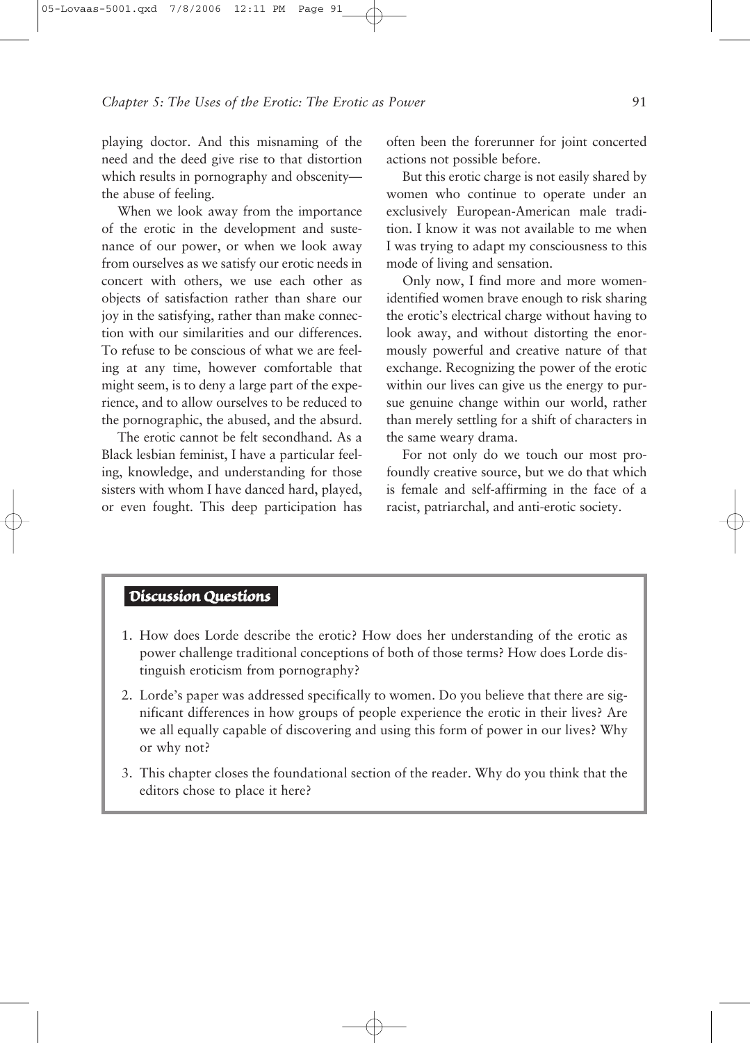playing doctor. And this misnaming of the need and the deed give rise to that distortion which results in pornography and obscenity—the abuse of feeling.

When we look away from the importance of the erotic in the development and sustenance of our power, or when we look away from ourselves as we satisfy our erotic needs in concert with others, we use each other as objects of satisfaction rather than share our joy in the satisfying, rather than make connection with our similarities and our differences. To refuse to be conscious of what we are feeling at any time, however comfortable that might seem, is to deny a large part of the experience, and to allow ourselves to be reduced to the pornographic, the abused, and the absurd.

The erotic cannot be felt secondhand. As a Black lesbian feminist, I have a particular feeling, knowledge, and understanding for those sisters with whom I have danced hard, played, or even fought. This deep participation has often been the forerunner for joint concerted actions not possible before.

But this erotic charge is not easily shared by women who continue to operate under an exclusively European-American male tradition. I know it was not available to me when I was trying to adapt my consciousness to this mode of living and sensation.

Only now, I find more and more women-identified women brave enough to risk sharing the erotic's electrical charge without having to look away, and without distorting the enormously powerful and creative nature of that exchange. Recognizing the power of the erotic within our lives can give us the energy to pursue genuine change within our world, rather than merely settling for a shift of characters in the same weary drama.

For not only do we touch our most profoundly creative source, but we do that which is female and self-affirming in the face of a racist, patriarchal, and anti-erotic society.

### *Discussion Questions*

1. How does Lorde describe the erotic? How does her understanding of the erotic as power challenge traditional conceptions of both of those terms? How does Lorde distinguish eroticism from pornography?
2. Lorde's paper was addressed specifically to women. Do you believe that there are significant differences in how groups of people experience the erotic in their lives? Are we all equally capable of discovering and using this form of power in our lives? Why or why not?
3. This chapter closes the foundational section of the reader. Why do you think that the editors chose to place it here?